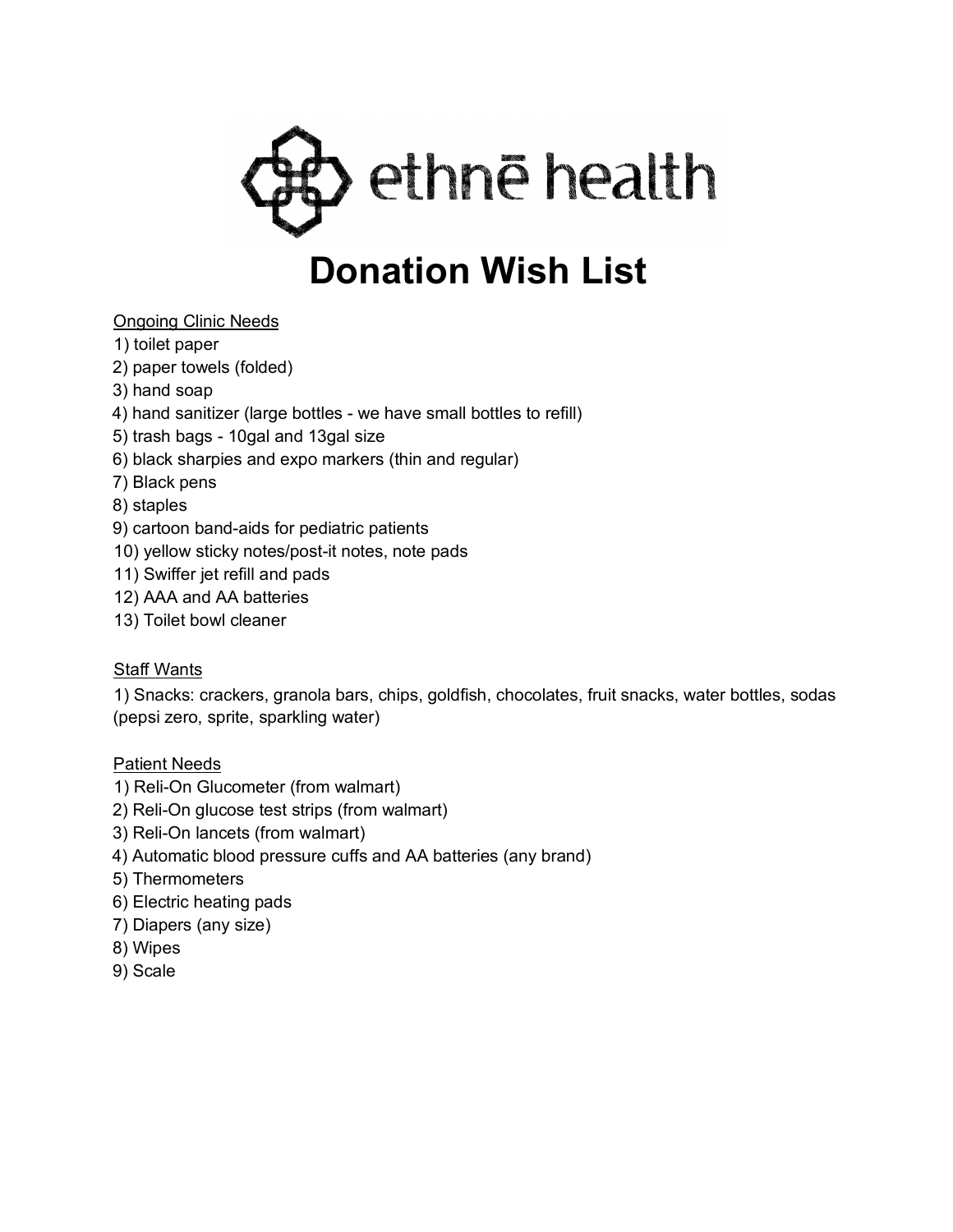ethnē health

# Donation Wish List

<u>Ongoing Clinic Needs</u>

1) toilet paper
2) paper towels (folded)
3) hand soap
4) hand sanitizer (large bottles - we have small bottles to refill)
5) trash bags - 10gal and 13gal size
6) black sharpies and expo markers (thin and regular)
7) Black pens
8) staples
9) cartoon band-aids for pediatric patients
10) yellow sticky notes/post-it notes, note pads
11) Swiffer jet refill and pads
12) AAA and AA batteries
13) Toilet bowl cleaner

<u>Staff Wants</u>

1) Snacks: crackers, granola bars, chips, goldfish, chocolates, fruit snacks, water bottles, sodas (pepsi zero, sprite, sparkling water)

<u>Patient Needs</u>

1) Reli-On Glucometer (from walmart)
2) Reli-On glucose test strips (from walmart)
3) Reli-On lancets (from walmart)
4) Automatic blood pressure cuffs and AA batteries (any brand)
5) Thermometers
6) Electric heating pads
7) Diapers (any size)
8) Wipes
9) Scale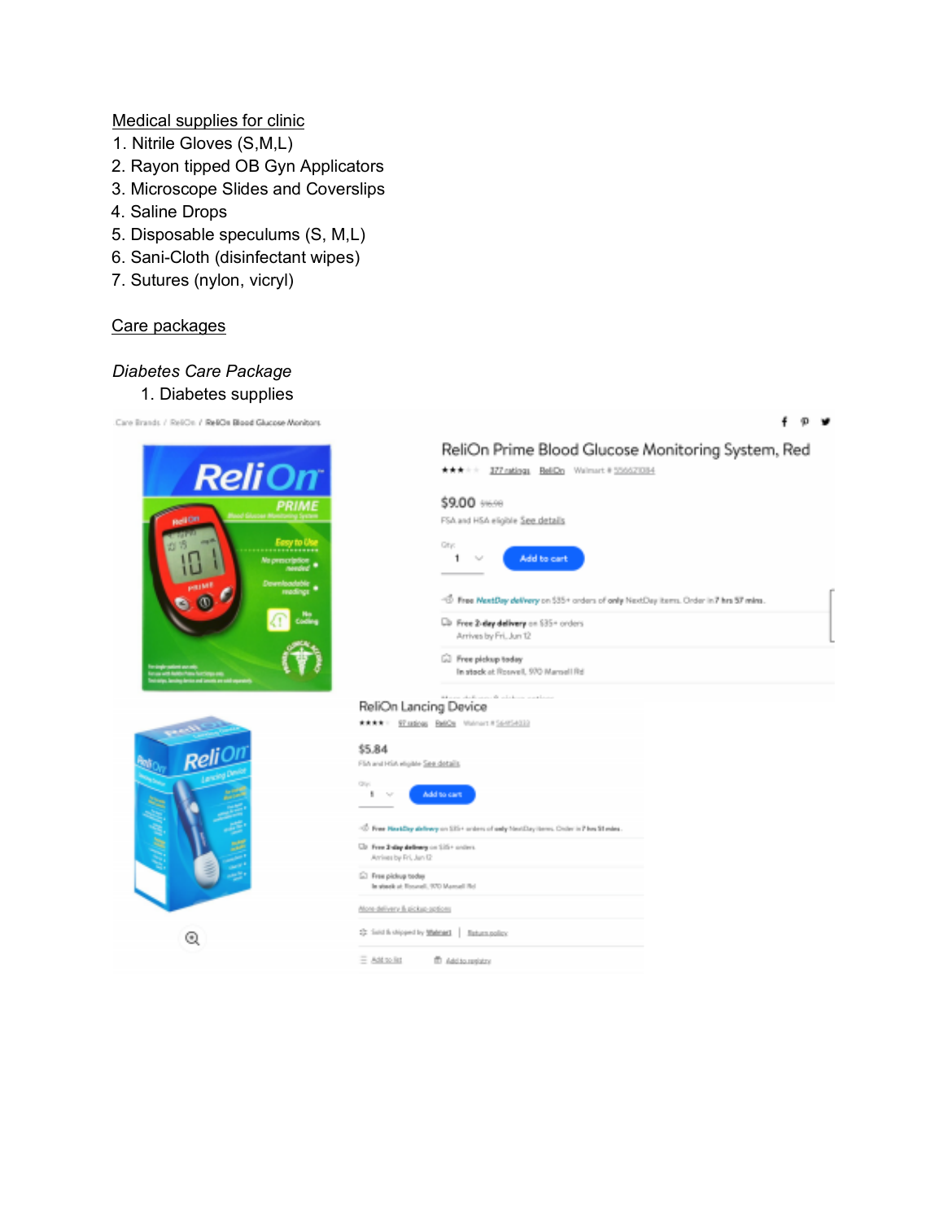<u>Medical supplies for clinic</u>

1. Nitrile Gloves (S,M,L)
2. Rayon tipped OB Gyn Applicators
3. Microscope Slides and Coverslips
4. Saline Drops
5. Disposable speculums (S, M,L)
6. Sani-Cloth (disinfectant wipes)
7. Sutures (nylon, vicryl)

<u>Care packages</u>

*Diabetes Care Package*

1. Diabetes supplies

ReliOn Prime Blood Glucose Monitoring System, Red

$9.00

FSA and HSA eligible See details

ReliOn Lancing Device

$5.84

FSA and HSA eligible See details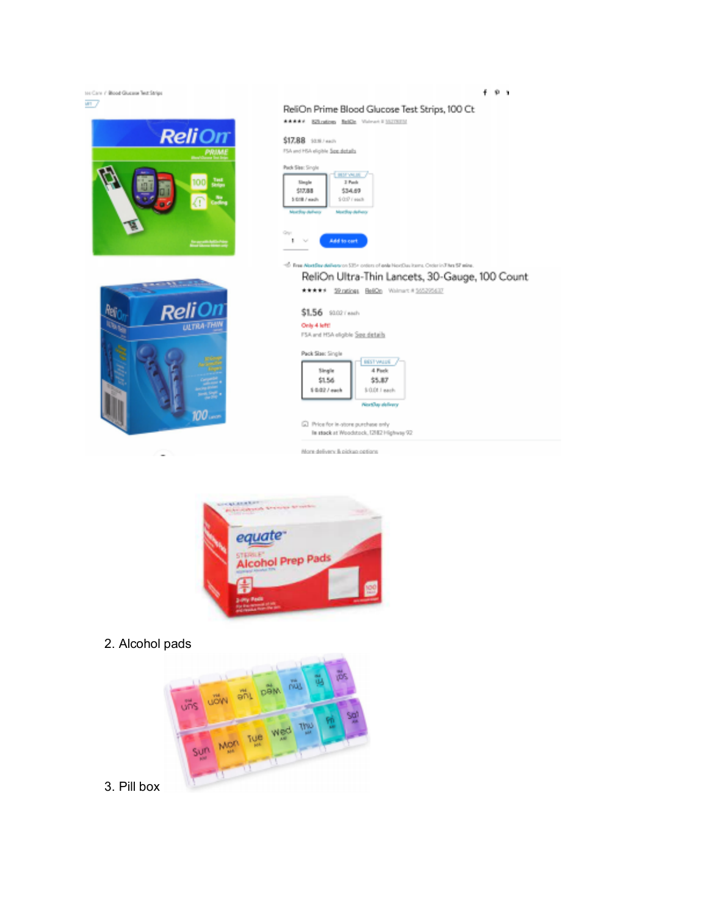ReliOn Prime Blood Glucose Test Strips, 100 Ct

$17.88 $0.18 / each

FSA and HSA eligible See details

Pack Size: Single

| Single | 2 Pack |
|---|---|
| $17.88 | $34.69 |
| $ 0.18 / each | $ 0.17 / each |

Add to cart

ReliOn Ultra-Thin Lancets, 30-Gauge, 100 Count

$1.56 $0.02 / each

Only 4 left!

FSA and HSA eligible See details

Pack Size: Single

| Single | 4 Pack |
|---|---|
| $1.56 | $5.87 |
| $ 0.02 / each | $ 0.01 / each |

Price for in-store purchase only

In stock at Woodstock, 12182 Highway 92

More delivery & pickup options

2. Alcohol pads

3. Pill box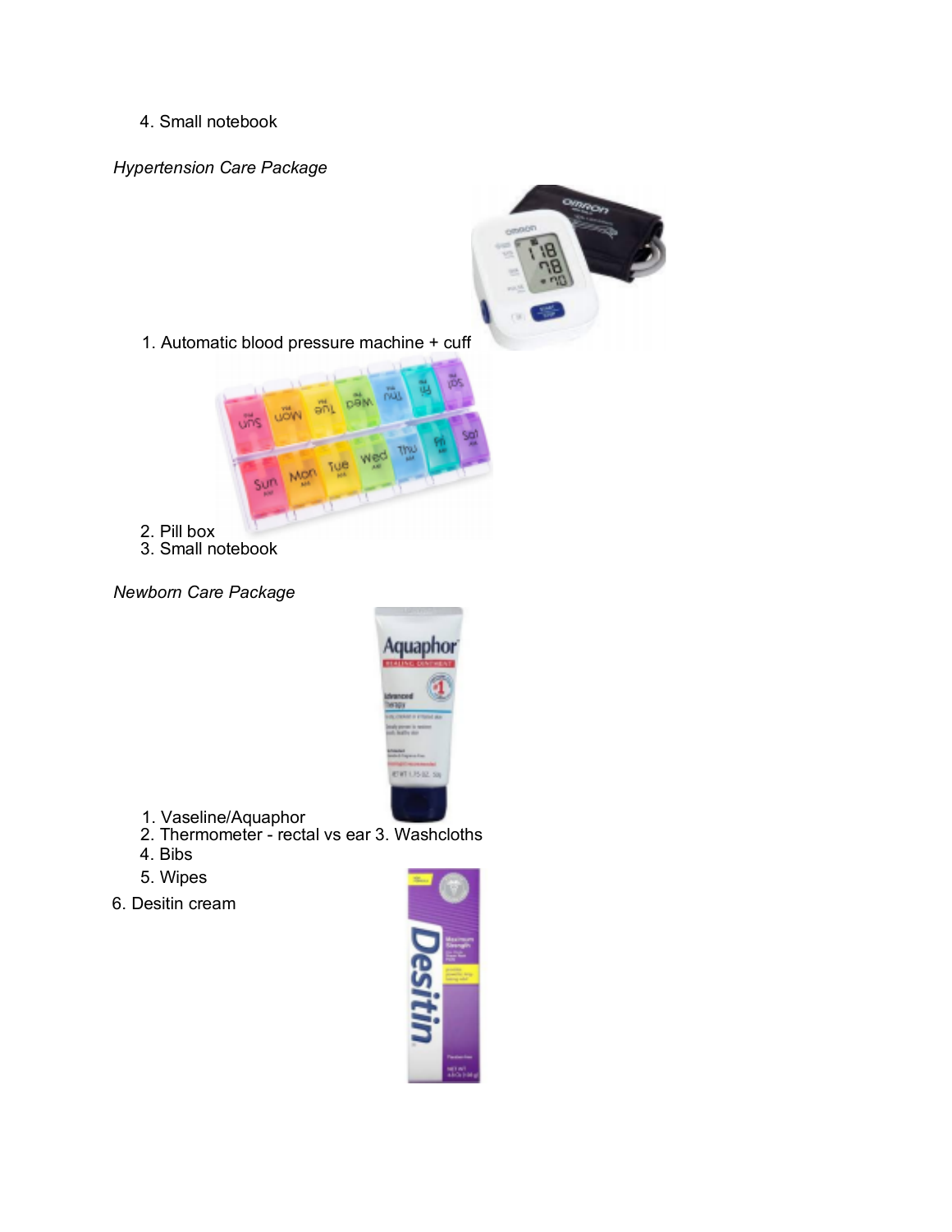4. Small notebook

*Hypertension Care Package*

1. Automatic blood pressure machine + cuff
2. Pill box
3. Small notebook

*Newborn Care Package*

1. Vaseline/Aquaphor
2. Thermometer - rectal vs ear 3. Washcloths
4. Bibs
5. Wipes
6. Desitin cream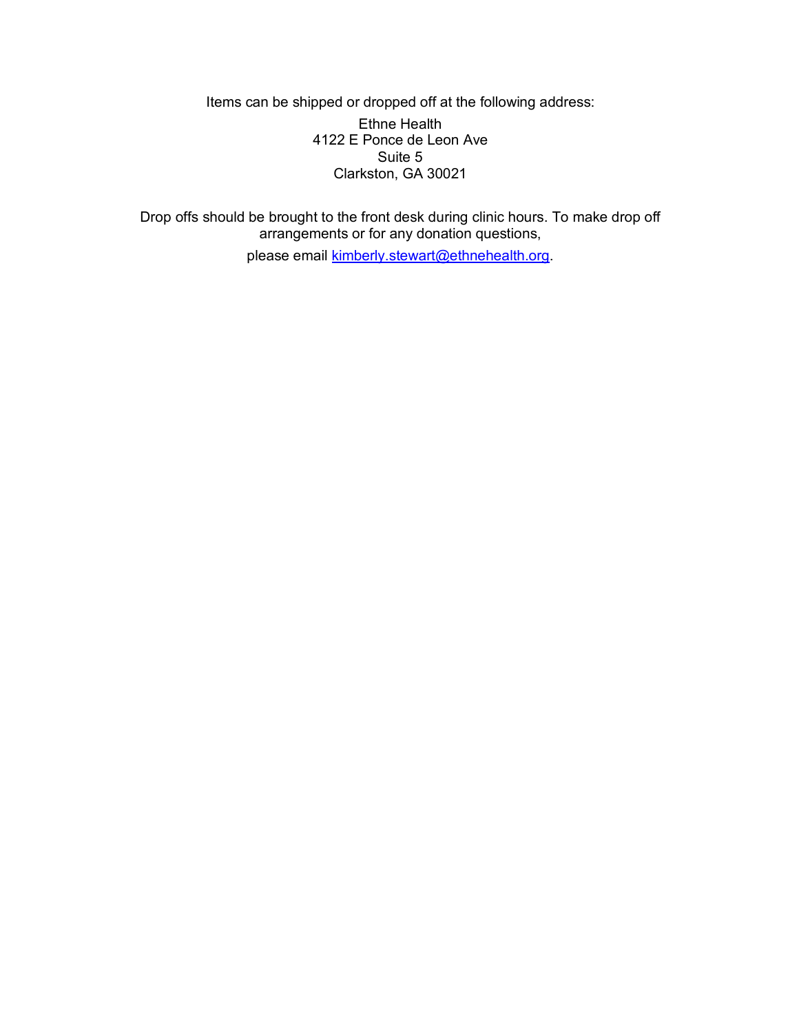Items can be shipped or dropped off at the following address:

Ethne Health
4122 E Ponce de Leon Ave
Suite 5
Clarkston, GA 30021

Drop offs should be brought to the front desk during clinic hours. To make drop off arrangements or for any donation questions,

please email [kimberly.stewart@ethnehealth.org](mailto:kimberly.stewart@ethnehealth.org).